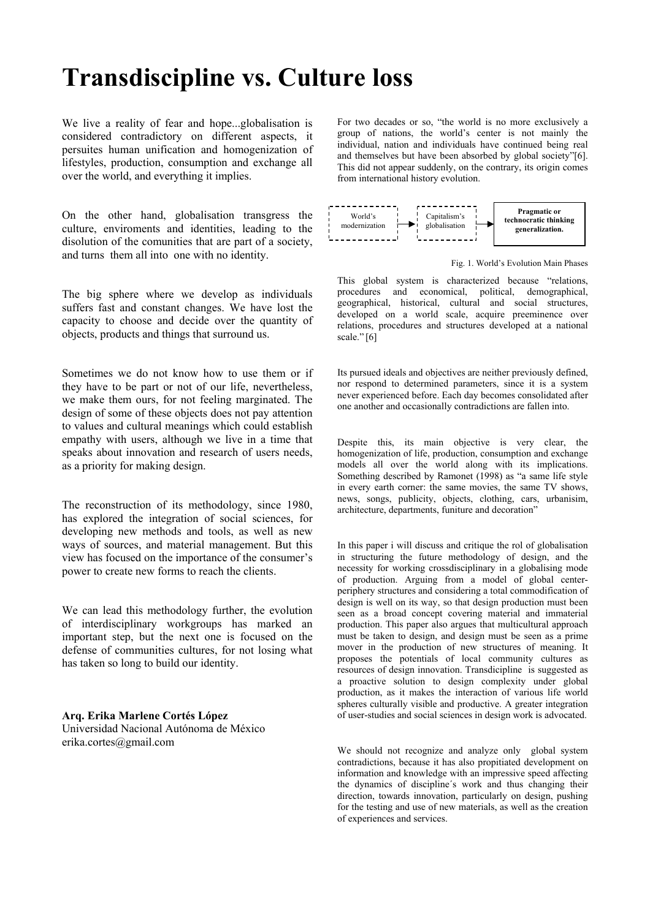# Transdiscipline vs. Culture loss

We live a reality of fear and hope...globalisation is considered contradictory on different aspects, it persuites human unification and homogenization of lifestyles, production, consumption and exchange all over the world, and everything it implies.

On the other hand, globalisation transgress the culture, enviroments and identities, leading to the disolution of the comunities that are part of a society, and turns them all into one with no identity.

The big sphere where we develop as individuals suffers fast and constant changes. We have lost the capacity to choose and decide over the quantity of objects, products and things that surround us.

Sometimes we do not know how to use them or if they have to be part or not of our life, nevertheless, we make them ours, for not feeling marginated. The design of some of these objects does not pay attention to values and cultural meanings which could establish empathy with users, although we live in a time that speaks about innovation and research of users needs, as a priority for making design.

The reconstruction of its methodology, since 1980, has explored the integration of social sciences, for developing new methods and tools, as well as new ways of sources, and material management. But this view has focused on the importance of the consumer's power to create new forms to reach the clients.

We can lead this methodology further, the evolution of interdisciplinary workgroups has marked an important step, but the next one is focused on the defense of communities cultures, for not losing what has taken so long to build our identity.

**Arq. Erika Marlene Cortés López**
Universidad Nacional Autónoma de México
erika.cortes@gmail.com

For two decades or so, "the world is no more exclusively a group of nations, the world's center is not mainly the individual, nation and individuals have continued being real and themselves but have been absorbed by global society"[6]. This did not appear suddenly, on the contrary, its origin comes from international history evolution.

World's modernization → Capitalism's globalisation → **Pragmatic or technocratic thinking generalization.**

Fig. 1. World's Evolution Main Phases

This global system is characterized because "relations, procedures and economical, political, demographical, geographical, historical, cultural and social structures, developed on a world scale, acquire preeminence over relations, procedures and structures developed at a national scale." [6]

Its pursued ideals and objectives are neither previously defined, nor respond to determined parameters, since it is a system never experienced before. Each day becomes consolidated after one another and occasionally contradictions are fallen into.

Despite this, its main objective is very clear, the homogenization of life, production, consumption and exchange models all over the world along with its implications. Something described by Ramonet (1998) as "a same life style in every earth corner: the same movies, the same TV shows, news, songs, publicity, objects, clothing, cars, urbanisim, architecture, departments, funiture and decoration"

In this paper i will discuss and critique the rol of globalisation in structuring the future methodology of design, and the necessity for working crossdisciplinary in a globalising mode of production. Arguing from a model of global center-periphery structures and considering a total commodification of design is well on its way, so that design production must been seen as a broad concept covering material and immaterial production. This paper also argues that multicultural approach must be taken to design, and design must be seen as a prime mover in the production of new structures of meaning. It proposes the potentials of local community cultures as resources of design innovation. Transdicipline is suggested as a proactive solution to design complexity under global production, as it makes the interaction of various life world spheres culturally visible and productive. A greater integration of user-studies and social sciences in design work is advocated.

We should not recognize and analyze only global system contradictions, because it has also propitiated development on information and knowledge with an impressive speed affecting the dynamics of discipline´s work and thus changing their direction, towards innovation, particularly on design, pushing for the testing and use of new materials, as well as the creation of experiences and services.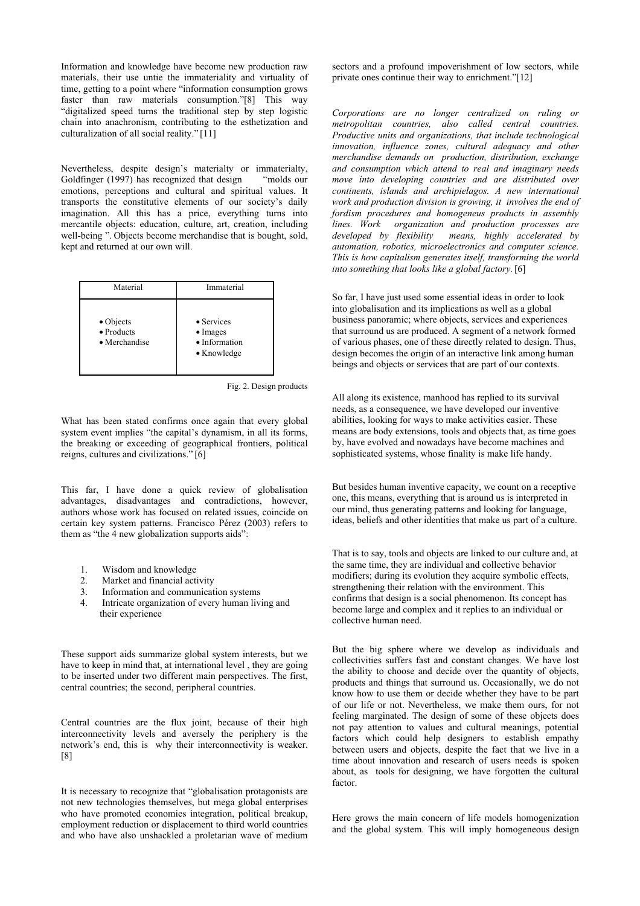Information and knowledge have become new production raw materials, their use untie the immateriality and virtuality of time, getting to a point where "information consumption grows faster than raw materials consumption."[8] This way "digitalized speed turns the traditional step by step logistic chain into anachronism, contributing to the esthetization and culturalization of all social reality." [11]

Nevertheless, despite design's materialty or immaterialty, Goldfinger (1997) has recognized that design "molds our emotions, perceptions and cultural and spiritual values. It transports the constitutive elements of our society's daily imagination. All this has a price, everything turns into mercantile objects: education, culture, art, creation, including well-being ". Objects become merchandise that is bought, sold, kept and returned at our own will.

| Material | Immaterial |
|---|---|
| • Objects<br>• Products<br>• Merchandise | • Services<br>• Images<br>• Information<br>• Knowledge |

Fig. 2. Design products

What has been stated confirms once again that every global system event implies "the capital's dynamism, in all its forms, the breaking or exceeding of geographical frontiers, political reigns, cultures and civilizations." [6]

This far, I have done a quick review of globalisation advantages, disadvantages and contradictions, however, authors whose work has focused on related issues, coincide on certain key system patterns. Francisco Pérez (2003) refers to them as "the 4 new globalization supports aids":

1. Wisdom and knowledge
2. Market and financial activity
3. Information and communication systems
4. Intricate organization of every human living and their experience

These support aids summarize global system interests, but we have to keep in mind that, at international level , they are going to be inserted under two different main perspectives. The first, central countries; the second, peripheral countries.

Central countries are the flux joint, because of their high interconnectivity levels and aversely the periphery is the network's end, this is why their interconnectivity is weaker. [8]

It is necessary to recognize that "globalisation protagonists are not new technologies themselves, but mega global enterprises who have promoted economies integration, political breakup, employment reduction or displacement to third world countries and who have also unshackled a proletarian wave of medium sectors and a profound impoverishment of low sectors, while private ones continue their way to enrichment."[12]

*Corporations are no longer centralized on ruling or metropolitan countries, also called central countries. Productive units and organizations, that include technological innovation, influence zones, cultural adequacy and other merchandise demands on production, distribution, exchange and consumption which attend to real and imaginary needs move into developing countries and are distributed over continents, islands and archipielagos. A new international work and production division is growing, it involves the end of fordism procedures and homogeneus products in assembly lines. Work organization and production processes are developed by flexibility means, highly accelerated by automation, robotics, microelectronics and computer science. This is how capitalism generates itself, transforming the world into something that looks like a global factory.* [6]

So far, I have just used some essential ideas in order to look into globalisation and its implications as well as a global business panoramic; where objects, services and experiences that surround us are produced. A segment of a network formed of various phases, one of these directly related to design. Thus, design becomes the origin of an interactive link among human beings and objects or services that are part of our contexts.

All along its existence, manhood has replied to its survival needs, as a consequence, we have developed our inventive abilities, looking for ways to make activities easier. These means are body extensions, tools and objects that, as time goes by, have evolved and nowadays have become machines and sophisticated systems, whose finality is make life handy.

But besides human inventive capacity, we count on a receptive one, this means, everything that is around us is interpreted in our mind, thus generating patterns and looking for language, ideas, beliefs and other identities that make us part of a culture.

That is to say, tools and objects are linked to our culture and, at the same time, they are individual and collective behavior modifiers; during its evolution they acquire symbolic effects, strengthening their relation with the environment. This confirms that design is a social phenomenon. Its concept has become large and complex and it replies to an individual or collective human need.

But the big sphere where we develop as individuals and collectivities suffers fast and constant changes. We have lost the ability to choose and decide over the quantity of objects, products and things that surround us. Occasionally, we do not know how to use them or decide whether they have to be part of our life or not. Nevertheless, we make them ours, for not feeling marginated. The design of some of these objects does not pay attention to values and cultural meanings, potential factors which could help designers to establish empathy between users and objects, despite the fact that we live in a time about innovation and research of users needs is spoken about, as tools for designing, we have forgotten the cultural factor.

Here grows the main concern of life models homogenization and the global system. This will imply homogeneous design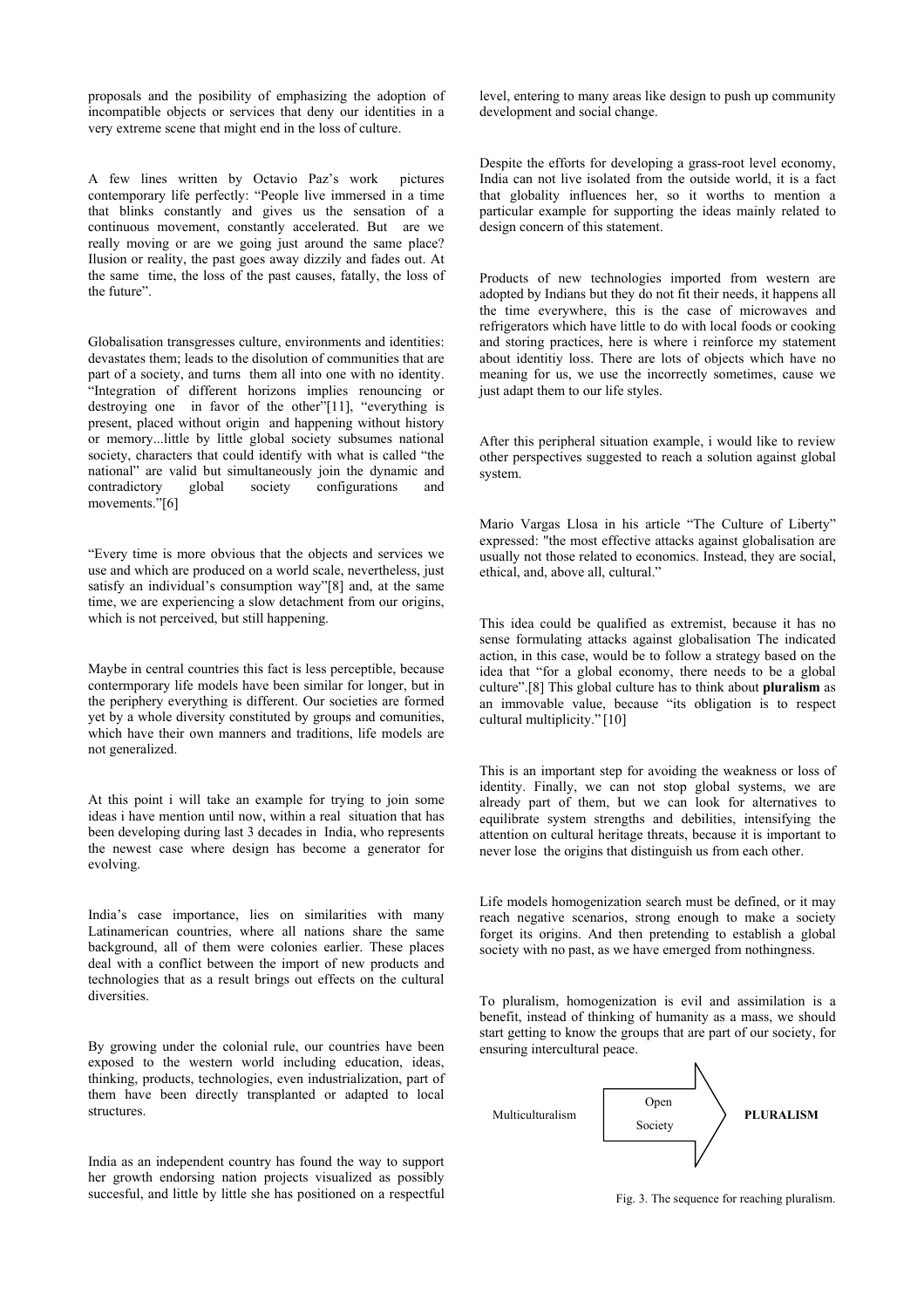proposals and the posibility of emphasizing the adoption of incompatible objects or services that deny our identities in a very extreme scene that might end in the loss of culture.

A few lines written by Octavio Paz's work pictures contemporary life perfectly: "People live immersed in a time that blinks constantly and gives us the sensation of a continuous movement, constantly accelerated. But are we really moving or are we going just around the same place? Ilusion or reality, the past goes away dizzily and fades out. At the same time, the loss of the past causes, fatally, the loss of the future".

Globalisation transgresses culture, environments and identities: devastates them; leads to the disolution of communities that are part of a society, and turns them all into one with no identity. "Integration of different horizons implies renouncing or destroying one in favor of the other"[11], "everything is present, placed without origin and happening without history or memory...little by little global society subsumes national society, characters that could identify with what is called "the national" are valid but simultaneously join the dynamic and contradictory global society configurations and movements."[6]

"Every time is more obvious that the objects and services we use and which are produced on a world scale, nevertheless, just satisfy an individual's consumption way"[8] and, at the same time, we are experiencing a slow detachment from our origins, which is not perceived, but still happening.

Maybe in central countries this fact is less perceptible, because contermporary life models have been similar for longer, but in the periphery everything is different. Our societies are formed yet by a whole diversity constituted by groups and comunities, which have their own manners and traditions, life models are not generalized.

At this point i will take an example for trying to join some ideas i have mention until now, within a real situation that has been developing during last 3 decades in India, who represents the newest case where design has become a generator for evolving.

India's case importance, lies on similarities with many Latinamerican countries, where all nations share the same background, all of them were colonies earlier. These places deal with a conflict between the import of new products and technologies that as a result brings out effects on the cultural diversities.

By growing under the colonial rule, our countries have been exposed to the western world including education, ideas, thinking, products, technologies, even industrialization, part of them have been directly transplanted or adapted to local structures.

India as an independent country has found the way to support her growth endorsing nation projects visualized as possibly succesful, and little by little she has positioned on a respectful level, entering to many areas like design to push up community development and social change.

Despite the efforts for developing a grass-root level economy, India can not live isolated from the outside world, it is a fact that globality influences her, so it worths to mention a particular example for supporting the ideas mainly related to design concern of this statement.

Products of new technologies imported from western are adopted by Indians but they do not fit their needs, it happens all the time everywhere, this is the case of microwaves and refrigerators which have little to do with local foods or cooking and storing practices, here is where i reinforce my statement about identitiy loss. There are lots of objects which have no meaning for us, we use the incorrectly sometimes, cause we just adapt them to our life styles.

After this peripheral situation example, i would like to review other perspectives suggested to reach a solution against global system.

Mario Vargas Llosa in his article "The Culture of Liberty" expressed: "the most effective attacks against globalization are usually not those related to economics. Instead, they are social, ethical, and, above all, cultural."

This idea could be qualified as extremist, because it has no sense formulating attacks against globalisation The indicated action, in this case, would be to follow a strategy based on the idea that "for a global economy, there needs to be a global culture".[8] This global culture has to think about **pluralism** as an immovable value, because "its obligation is to respect cultural multiplicity." [10]

This is an important step for avoiding the weakness or loss of identity. Finally, we can not stop global systems, we are already part of them, but we can look for alternatives to equilibrate system strengths and debilities, intensifying the attention on cultural heritage threats, because it is important to never lose the origins that distinguish us from each other.

Life models homogenization search must be defined, or it may reach negative scenarios, strong enough to make a society forget its origins. And then pretending to establish a global society with no past, as we have emerged from nothingness.

To pluralism, homogenization is evil and assimilation is a benefit, instead of thinking of humanity as a mass, we should start getting to know the groups that are part of our society, for ensuring intercultural peace.

Multiculturalism

Open Society

**PLURALISM**

Fig. 3. The sequence for reaching pluralism.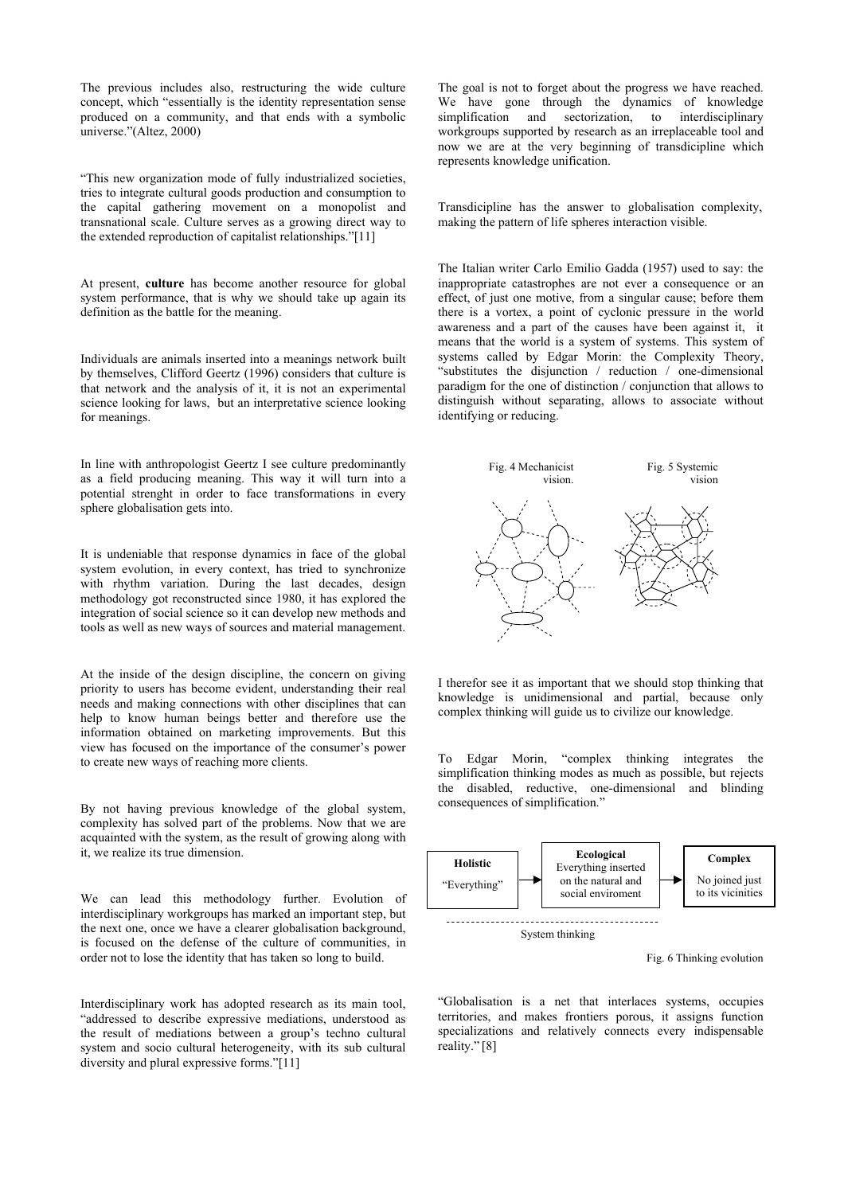The previous includes also, restructuring the wide culture concept, which "essentially is the identity representation sense produced on a community, and that ends with a symbolic universe."(Altez, 2000)

"This new organization mode of fully industrialized societies, tries to integrate cultural goods production and consumption to the capital gathering movement on a monopolist and transnational scale. Culture serves as a growing direct way to the extended reproduction of capitalist relationships."[11]

At present, **culture** has become another resource for global system performance, that is why we should take up again its definition as the battle for the meaning.

Individuals are animals inserted into a meanings network built by themselves, Clifford Geertz (1996) considers that culture is that network and the analysis of it, it is not an experimental science looking for laws, but an interpretative science looking for meanings.

In line with anthropologist Geertz I see culture predominantly as a field producing meaning. This way it will turn into a potential strenght in order to face transformations in every sphere globalisation gets into.

It is undeniable that response dynamics in face of the global system evolution, in every context, has tried to synchronize with rhythm variation. During the last decades, design methodology got reconstructed since 1980, it has explored the integration of social science so it can develop new methods and tools as well as new ways of sources and material management.

At the inside of the design discipline, the concern on giving priority to users has become evident, understanding their real needs and making connections with other disciplines that can help to know human beings better and therefore use the information obtained on marketing improvements. But this view has focused on the importance of the consumer's power to create new ways of reaching more clients.

By not having previous knowledge of the global system, complexity has solved part of the problems. Now that we are acquainted with the system, as the result of growing along with it, we realize its true dimension.

We can lead this methodology further. Evolution of interdisciplinary workgroups has marked an important step, but the next one, once we have a clearer globalisation background, is focused on the defense of the culture of communities, in order not to lose the identity that has taken so long to build.

Interdisciplinary work has adopted research as its main tool, "addressed to describe expressive mediations, understood as the result of mediations between a group's techno cultural system and socio cultural heterogeneity, with its sub cultural diversity and plural expressive forms."[11]

The goal is not to forget about the progress we have reached. We have gone through the dynamics of knowledge simplification and sectorization, to interdisciplinary workgroups supported by research as an irreplaceable tool and now we are at the very beginning of transdicipline which represents knowledge unification.

Transdicipline has the answer to globalisation complexity, making the pattern of life spheres interaction visible.

The Italian writer Carlo Emilio Gadda (1957) used to say: the inappropriate catastrophes are not ever a consequence or an effect, of just one motive, from a singular cause; before them there is a vortex, a point of cyclonic pressure in the world awareness and a part of the causes have been against it, it means that the world is a system of systems. This system of systems called by Edgar Morin: the Complexity Theory, "substitutes the disjunction / reduction / one-dimensional paradigm for the one of distinction / conjunction that allows to distinguish without separating, allows to associate without identifying or reducing.

Fig. 4 Mechanicist vision.

Fig. 5 Systemic vision

I therefor see it as important that we should stop thinking that knowledge is unidimensional and partial, because only complex thinking will guide us to civilize our knowledge.

To Edgar Morin, "complex thinking integrates the simplification thinking modes as much as possible, but rejects the disabled, reductive, one-dimensional and blinding consequences of simplification."

**Holistic**
"Everything"

**Ecological**
Everything inserted on the natural and social enviroment

**Complex**
No joined just to its vicinities

System thinking

Fig. 6 Thinking evolution

"Globalisation is a net that interlaces systems, occupies territories, and makes frontiers porous, it assigns function specializations and relatively connects every indispensable reality." [8]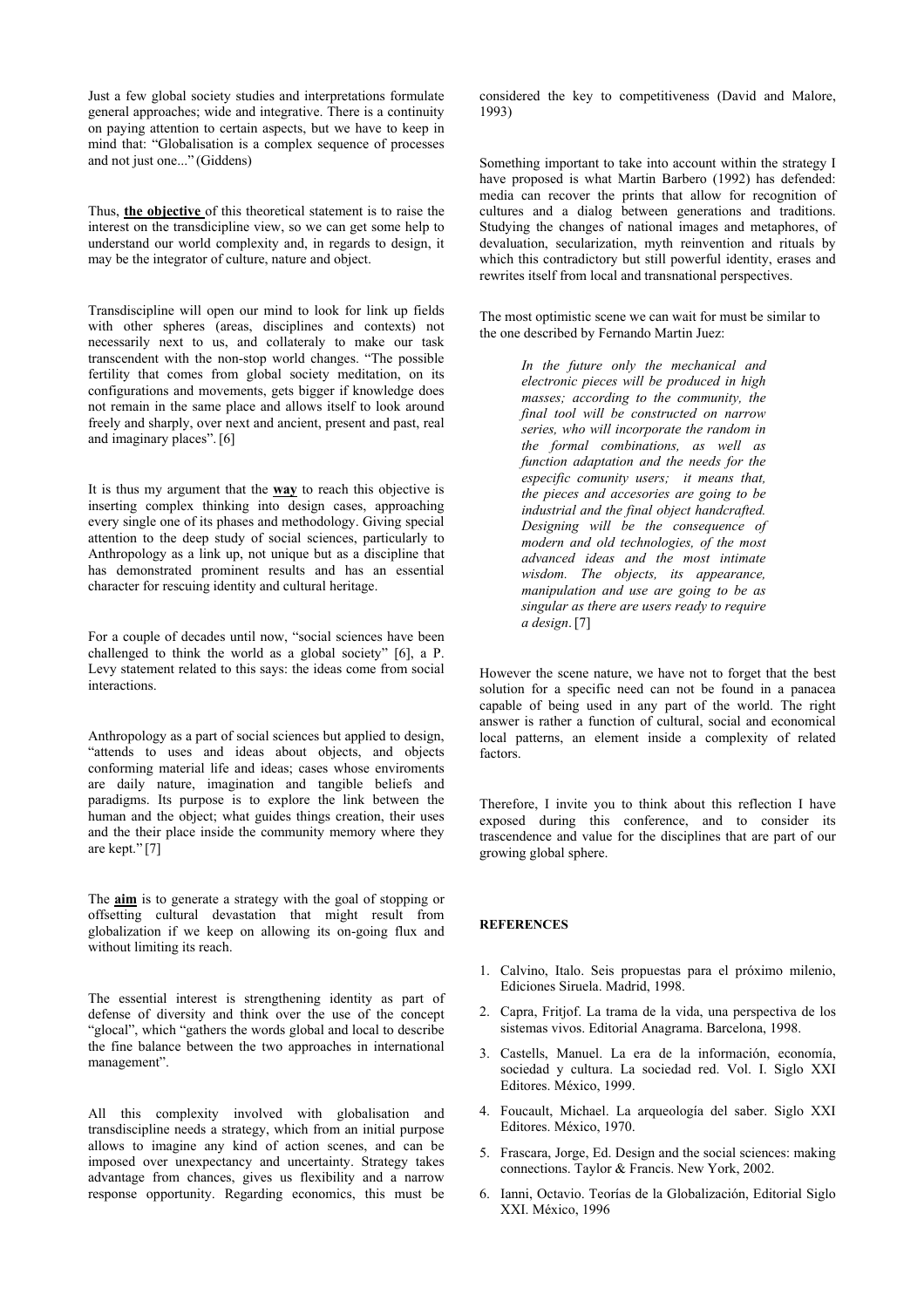Just a few global society studies and interpretations formulate general approaches; wide and integrative. There is a continuity on paying attention to certain aspects, but we have to keep in mind that: "Globalisation is a complex sequence of processes and not just one..." (Giddens)

Thus, **the objective** of this theoretical statement is to raise the interest on the transdicipline view, so we can get some help to understand our world complexity and, in regards to design, it may be the integrator of culture, nature and object.

Transdiscipline will open our mind to look for link up fields with other spheres (areas, disciplines and contexts) not necessarily next to us, and collateraly to make our task transcendent with the non-stop world changes. "The possible fertility that comes from global society meditation, on its configurations and movements, gets bigger if knowledge does not remain in the same place and allows itself to look around freely and sharply, over next and ancient, present and past, real and imaginary places". [6]

It is thus my argument that the **way** to reach this objective is inserting complex thinking into design cases, approaching every single one of its phases and methodology. Giving special attention to the deep study of social sciences, particularly to Anthropology as a link up, not unique but as a discipline that has demonstrated prominent results and has an essential character for rescuing identity and cultural heritage.

For a couple of decades until now, "social sciences have been challenged to think the world as a global society" [6], a P. Levy statement related to this says: the ideas come from social interactions.

Anthropology as a part of social sciences but applied to design, "attends to uses and ideas about objects, and objects conforming material life and ideas; cases whose enviroments are daily nature, imagination and tangible beliefs and paradigms. Its purpose is to explore the link between the human and the object; what guides things creation, their uses and the their place inside the community memory where they are kept." [7]

The **aim** is to generate a strategy with the goal of stopping or offsetting cultural devastation that might result from globalization if we keep on allowing its on-going flux and without limiting its reach.

The essential interest is strengthening identity as part of defense of diversity and think over the use of the concept "glocal", which "gathers the words global and local to describe the fine balance between the two approaches in international management".

All this complexity involved with globalisation and transdiscipline needs a strategy, which from an initial purpose allows to imagine any kind of action scenes, and can be imposed over unexpectancy and uncertainty. Strategy takes advantage from chances, gives us flexibility and a narrow response opportunity. Regarding economics, this must be considered the key to competitiveness (David and Malore, 1993)

Something important to take into account within the strategy I have proposed is what Martin Barbero (1992) has defended: media can recover the prints that allow for recognition of cultures and a dialog between generations and traditions. Studying the changes of national images and metaphores, of devaluation, secularization, myth reinvention and rituals by which this contradictory but still powerful identity, erases and rewrites itself from local and transnational perspectives.

The most optimistic scene we can wait for must be similar to the one described by Fernando Martin Juez:

> *In the future only the mechanical and electronic pieces will be produced in high masses; according to the community, the final tool will be constructed on narrow series, who will incorporate the random in the formal combinations, as well as function adaptation and the needs for the especific comunity users; it means that, the pieces and accesories are going to be industrial and the final object handcrafted. Designing will be the consequence of modern and old technologies, of the most advanced ideas and the most intimate wisdom. The objects, its appearance, manipulation and use are going to be as singular as there are users ready to require a design*. [7]

However the scene nature, we have not to forget that the best solution for a specific need can not be found in a panacea capable of being used in any part of the world. The right answer is rather a function of cultural, social and economical local patterns, an element inside a complexity of related factors.

Therefore, I invite you to think about this reflection I have exposed during this conference, and to consider its trascendence and value for the disciplines that are part of our growing global sphere.

### REFERENCES

1. Calvino, Italo. Seis propuestas para el próximo milenio, Ediciones Siruela. Madrid, 1998.
2. Capra, Fritjof. La trama de la vida, una perspectiva de los sistemas vivos. Editorial Anagrama. Barcelona, 1998.
3. Castells, Manuel. La era de la información, economía, sociedad y cultura. La sociedad red. Vol. I. Siglo XXI Editores. México, 1999.
4. Foucault, Michael. La arqueología del saber. Siglo XXI Editores. México, 1970.
5. Frascara, Jorge, Ed. Design and the social sciences: making connections. Taylor & Francis. New York, 2002.
6. Ianni, Octavio. Teorías de la Globalización, Editorial Siglo XXI. México, 1996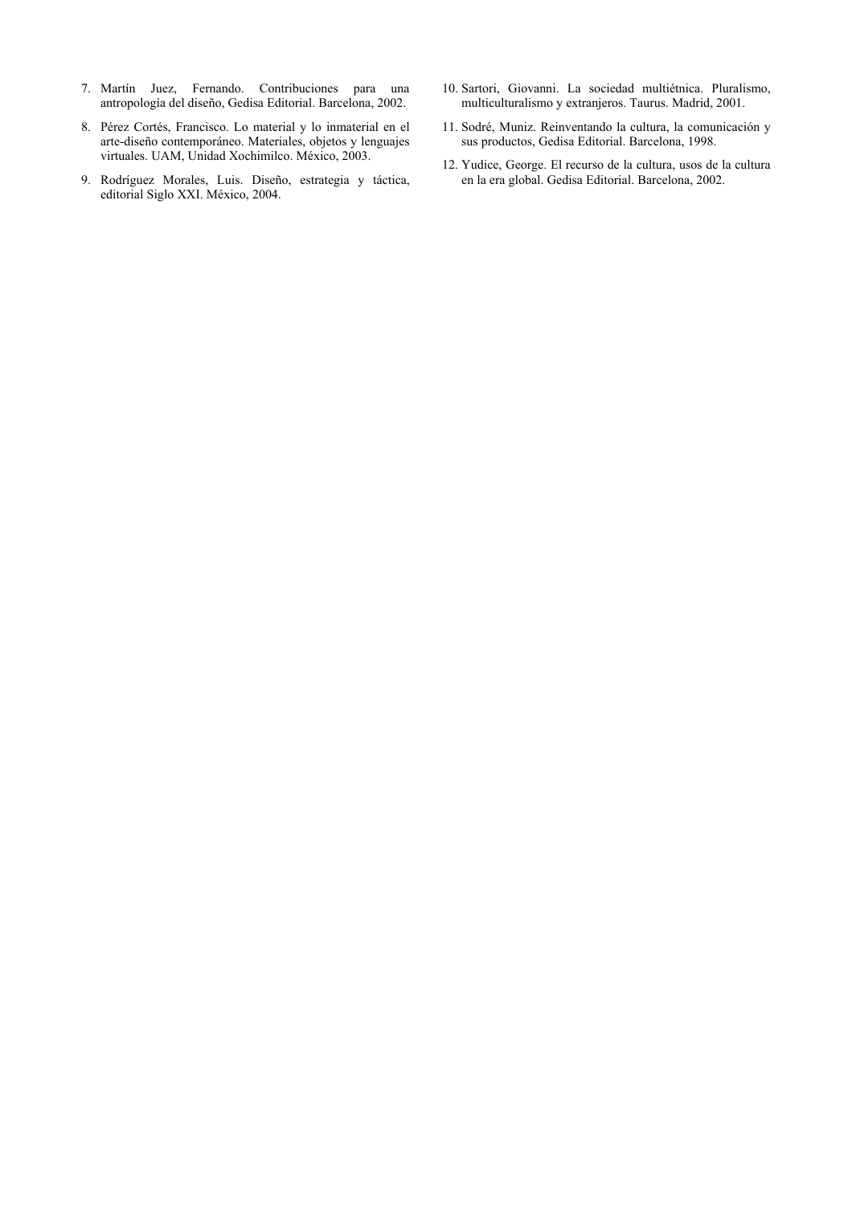7. Martín Juez, Fernando. Contribuciones para una antropología del diseño, Gedisa Editorial. Barcelona, 2002.
8. Pérez Cortés, Francisco. Lo material y lo inmaterial en el arte-diseño contemporáneo. Materiales, objetos y lenguajes virtuales. UAM, Unidad Xochimilco. México, 2003.
9. Rodríguez Morales, Luis. Diseño, estrategia y táctica, editorial Siglo XXI. México, 2004.
10. Sartori, Giovanni. La sociedad multiétnica. Pluralismo, multiculturalismo y extranjeros. Taurus. Madrid, 2001.
11. Sodré, Muniz. Reinventando la cultura, la comunicación y sus productos, Gedisa Editorial. Barcelona, 1998.
12. Yudice, George. El recurso de la cultura, usos de la cultura en la era global. Gedisa Editorial. Barcelona, 2002.